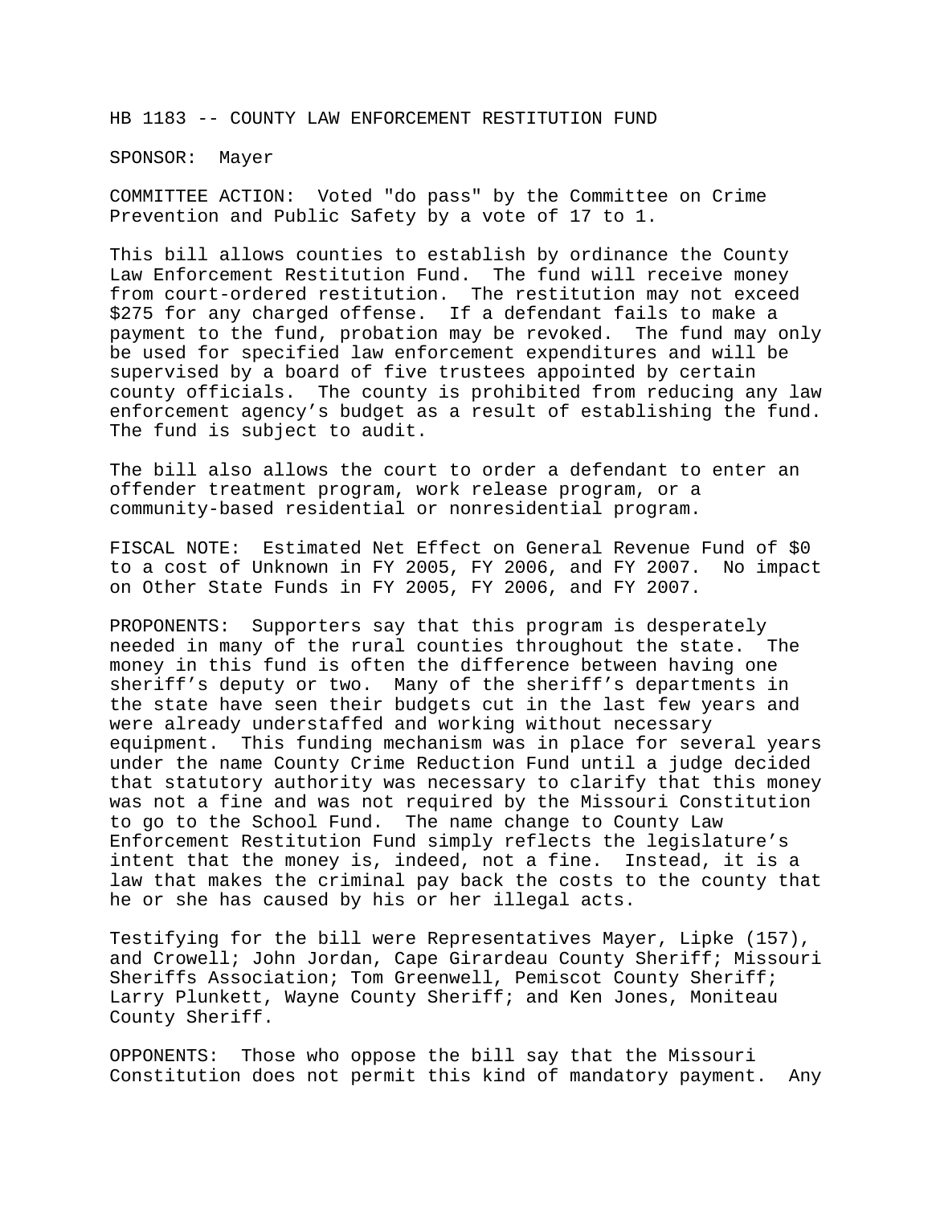HB 1183 -- COUNTY LAW ENFORCEMENT RESTITUTION FUND

SPONSOR: Mayer

COMMITTEE ACTION: Voted "do pass" by the Committee on Crime Prevention and Public Safety by a vote of 17 to 1.

This bill allows counties to establish by ordinance the County Law Enforcement Restitution Fund. The fund will receive money from court-ordered restitution. The restitution may not exceed $275 for any charged offense. If a defendant fails to make a payment to the fund, probation may be revoked. The fund may only be used for specified law enforcement expenditures and will be supervised by a board of five trustees appointed by certain county officials. The county is prohibited from reducing any law enforcement agency's budget as a result of establishing the fund. The fund is subject to audit.

The bill also allows the court to order a defendant to enter an offender treatment program, work release program, or a community-based residential or nonresidential program.

FISCAL NOTE: Estimated Net Effect on General Revenue Fund of $0 to a cost of Unknown in FY 2005, FY 2006, and FY 2007. No impact on Other State Funds in FY 2005, FY 2006, and FY 2007.

PROPONENTS: Supporters say that this program is desperately needed in many of the rural counties throughout the state. The money in this fund is often the difference between having one sheriff's deputy or two. Many of the sheriff's departments in the state have seen their budgets cut in the last few years and were already understaffed and working without necessary equipment. This funding mechanism was in place for several years under the name County Crime Reduction Fund until a judge decided that statutory authority was necessary to clarify that this money was not a fine and was not required by the Missouri Constitution to go to the School Fund. The name change to County Law Enforcement Restitution Fund simply reflects the legislature's intent that the money is, indeed, not a fine. Instead, it is a law that makes the criminal pay back the costs to the county that he or she has caused by his or her illegal acts.

Testifying for the bill were Representatives Mayer, Lipke (157), and Crowell; John Jordan, Cape Girardeau County Sheriff; Missouri Sheriffs Association; Tom Greenwell, Pemiscot County Sheriff; Larry Plunkett, Wayne County Sheriff; and Ken Jones, Moniteau County Sheriff.

OPPONENTS: Those who oppose the bill say that the Missouri Constitution does not permit this kind of mandatory payment. Any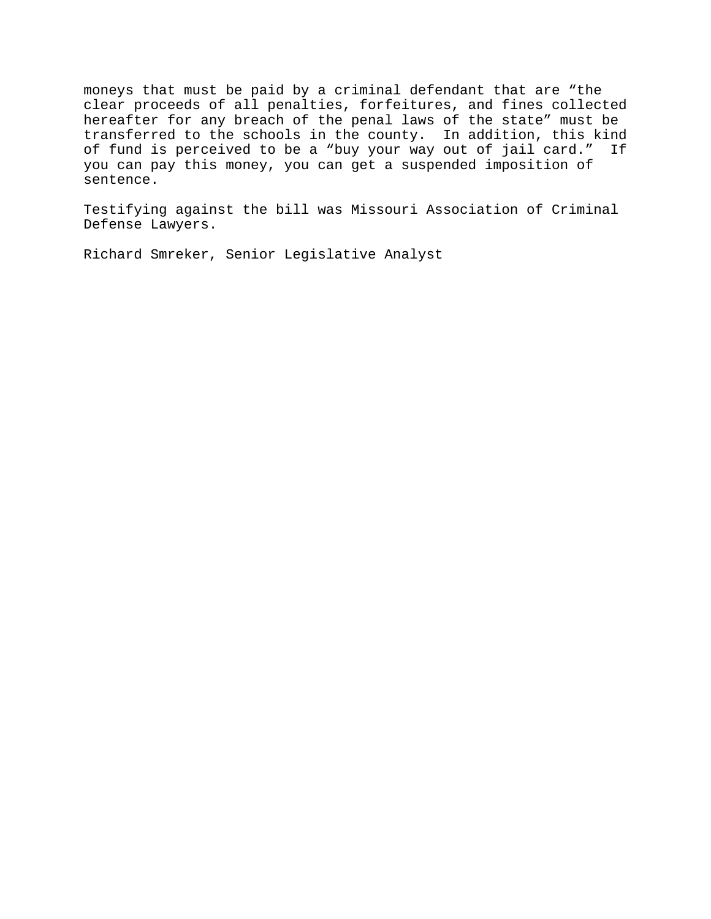moneys that must be paid by a criminal defendant that are "the clear proceeds of all penalties, forfeitures, and fines collected hereafter for any breach of the penal laws of the state" must be transferred to the schools in the county. In addition, this kind of fund is perceived to be a "buy your way out of jail card." If you can pay this money, you can get a suspended imposition of sentence.

Testifying against the bill was Missouri Association of Criminal Defense Lawyers.

Richard Smreker, Senior Legislative Analyst